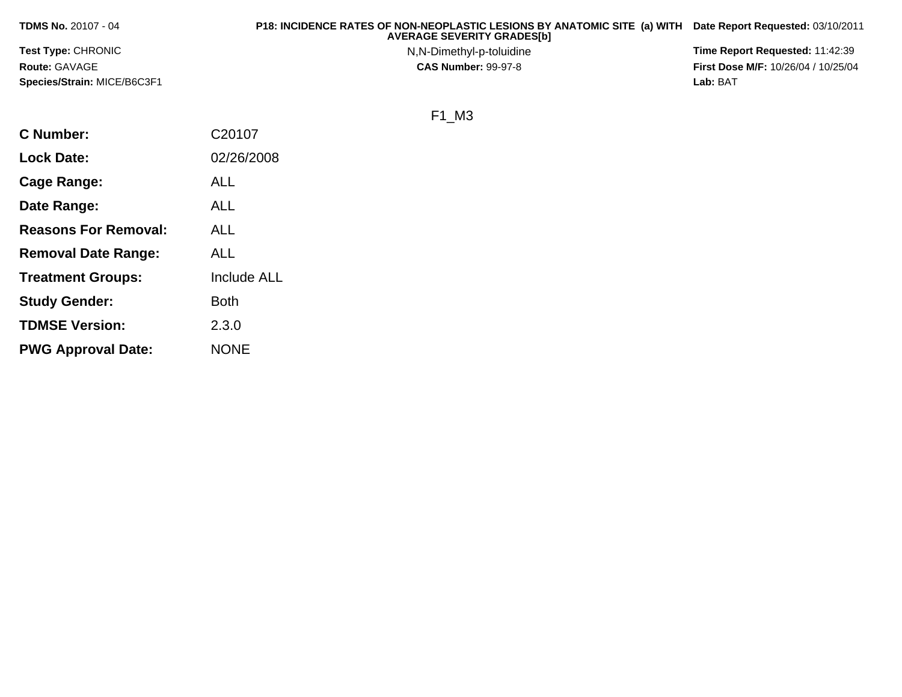**TDMS No.** 20107 - 04

**P18: INCIDENCE RATES OF NON-NEOPLASTIC LESIONS BY ANATOMIC SITE (a) WITH AVERAGE SEVERITY GRADES[b]**

**Date Report Requested:** 03/10/2011

**Test Type:** CHRONIC

N,N-Dimethyl-p-toluidine

**Time Report Requested:** 11:42:39

**Route:** GAVAGE

**CAS Number:** 99-97-8

**First Dose M/F:** 10/26/04 / 10/25/04

**Species/Strain:** MICE/B6C3F1

**Lab:** BAT

F1_M3

| | |
|---|---|
| **C Number:** | C20107 |
| **Lock Date:** | 02/26/2008 |
| **Cage Range:** | ALL |
| **Date Range:** | ALL |
| **Reasons For Removal:** | ALL |
| **Removal Date Range:** | ALL |
| **Treatment Groups:** | Include ALL |
| **Study Gender:** | Both |
| **TDMSE Version:** | 2.3.0 |
| **PWG Approval Date:** | NONE |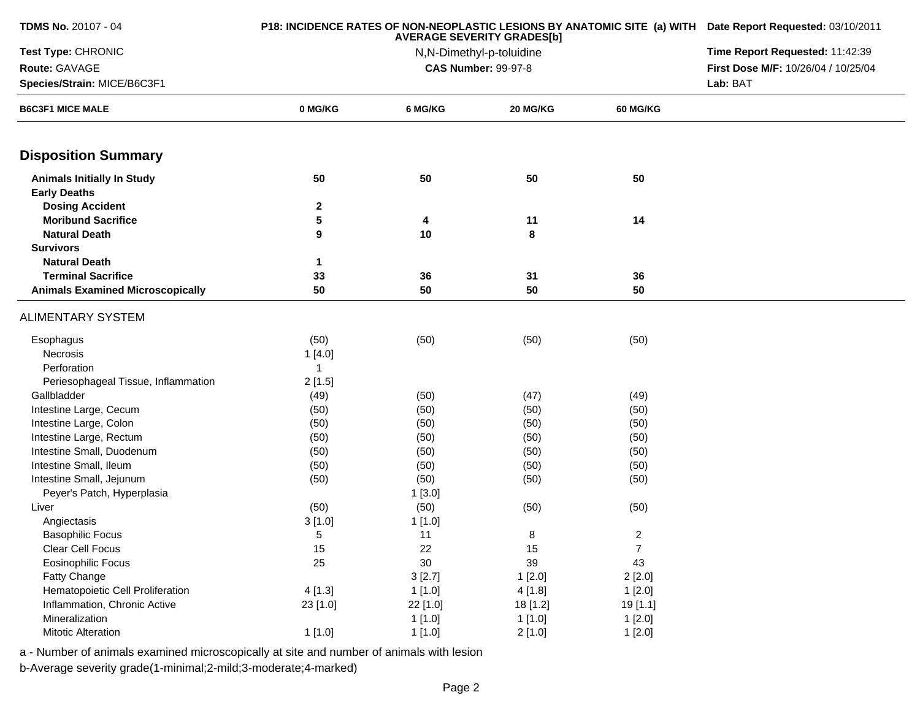**TDMS No.** 20107 - 04

**Test Type:** CHRONIC

**Route:** GAVAGE

**Species/Strain:** MICE/B6C3F1

**P18: INCIDENCE RATES OF NON-NEOPLASTIC LESIONS BY ANATOMIC SITE (a) WITH AVERAGE SEVERITY GRADES[b]**

N,N-Dimethyl-p-toluidine

**CAS Number:** 99-97-8

**Date Report Requested:** 03/10/2011

**Time Report Requested:** 11:42:39

**First Dose M/F:** 10/26/04 / 10/25/04

**Lab:** BAT

| **B6C3F1 MICE MALE** | **0 MG/KG** | **6 MG/KG** | **20 MG/KG** | **60 MG/KG** |
|---|---|---|---|---|
| **Disposition Summary** | | | | |
| **Animals Initially In Study** | **50** | **50** | **50** | **50** |
| **Early Deaths** | | | | |
| **Dosing Accident** | **2** | | | |
| **Moribund Sacrifice** | **5** | **4** | **11** | **14** |
| **Natural Death** | **9** | **10** | **8** | |
| **Survivors** | | | | |
| **Natural Death** | **1** | | | |
| **Terminal Sacrifice** | **33** | **36** | **31** | **36** |
| **Animals Examined Microscopically** | **50** | **50** | **50** | **50** |
| ALIMENTARY SYSTEM | | | | |
| Esophagus | (50) | (50) | (50) | (50) |
| Necrosis | 1 [4.0] | | | |
| Perforation | 1 | | | |
| Periesophageal Tissue, Inflammation | 2 [1.5] | | | |
| Gallbladder | (49) | (50) | (47) | (49) |
| Intestine Large, Cecum | (50) | (50) | (50) | (50) |
| Intestine Large, Colon | (50) | (50) | (50) | (50) |
| Intestine Large, Rectum | (50) | (50) | (50) | (50) |
| Intestine Small, Duodenum | (50) | (50) | (50) | (50) |
| Intestine Small, Ileum | (50) | (50) | (50) | (50) |
| Intestine Small, Jejunum | (50) | (50) | (50) | (50) |
| Peyer's Patch, Hyperplasia | | 1 [3.0] | | |
| Liver | (50) | (50) | (50) | (50) |
| Angiectasis | 3 [1.0] | 1 [1.0] | | |
| Basophilic Focus | 5 | 11 | 8 | 2 |
| Clear Cell Focus | 15 | 22 | 15 | 7 |
| Eosinophilic Focus | 25 | 30 | 39 | 43 |
| Fatty Change | | 3 [2.7] | 1 [2.0] | 2 [2.0] |
| Hematopoietic Cell Proliferation | 4 [1.3] | 1 [1.0] | 4 [1.8] | 1 [2.0] |
| Inflammation, Chronic Active | 23 [1.0] | 22 [1.0] | 18 [1.2] | 19 [1.1] |
| Mineralization | | 1 [1.0] | 1 [1.0] | 1 [2.0] |
| Mitotic Alteration | 1 [1.0] | 1 [1.0] | 2 [1.0] | 1 [2.0] |

a - Number of animals examined microscopically at site and number of animals with lesion

b-Average severity grade(1-minimal;2-mild;3-moderate;4-marked)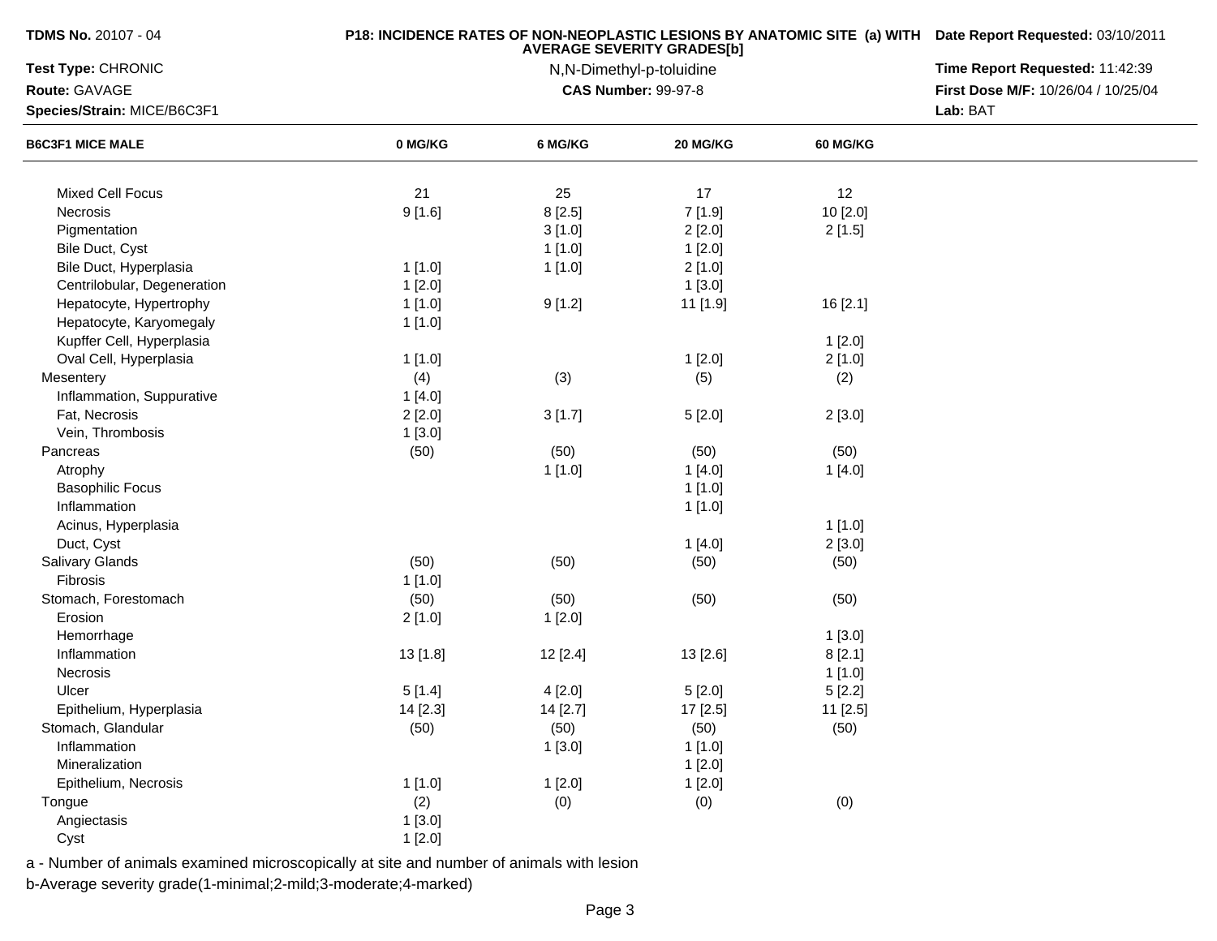**TDMS No.** 20107 - 04

**Test Type:** CHRONIC

**Route:** GAVAGE

**Species/Strain:** MICE/B6C3F1

**P18: INCIDENCE RATES OF NON-NEOPLASTIC LESIONS BY ANATOMIC SITE (a) WITH AVERAGE SEVERITY GRADES[b]**

N,N-Dimethyl-p-toluidine

**CAS Number:** 99-97-8

**Date Report Requested:** 03/10/2011

**Time Report Requested:** 11:42:39

**First Dose M/F:** 10/26/04 / 10/25/04

**Lab:** BAT

| B6C3F1 MICE MALE | 0 MG/KG | 6 MG/KG | 20 MG/KG | 60 MG/KG |
|---|---|---|---|---|
| Mixed Cell Focus | 21 | 25 | 17 | 12 |
| Necrosis | 9 [1.6] | 8 [2.5] | 7 [1.9] | 10 [2.0] |
| Pigmentation | | 3 [1.0] | 2 [2.0] | 2 [1.5] |
| Bile Duct, Cyst | | 1 [1.0] | 1 [2.0] | |
| Bile Duct, Hyperplasia | 1 [1.0] | 1 [1.0] | 2 [1.0] | |
| Centrilobular, Degeneration | 1 [2.0] | | 1 [3.0] | |
| Hepatocyte, Hypertrophy | 1 [1.0] | 9 [1.2] | 11 [1.9] | 16 [2.1] |
| Hepatocyte, Karyomegaly | 1 [1.0] | | | |
| Kupffer Cell, Hyperplasia | | | | 1 [2.0] |
| Oval Cell, Hyperplasia | 1 [1.0] | | 1 [2.0] | 2 [1.0] |
| Mesentery | (4) | (3) | (5) | (2) |
| Inflammation, Suppurative | 1 [4.0] | | | |
| Fat, Necrosis | 2 [2.0] | 3 [1.7] | 5 [2.0] | 2 [3.0] |
| Vein, Thrombosis | 1 [3.0] | | | |
| Pancreas | (50) | (50) | (50) | (50) |
| Atrophy | | 1 [1.0] | 1 [4.0] | 1 [4.0] |
| Basophilic Focus | | | 1 [1.0] | |
| Inflammation | | | 1 [1.0] | |
| Acinus, Hyperplasia | | | | 1 [1.0] |
| Duct, Cyst | | | 1 [4.0] | 2 [3.0] |
| Salivary Glands | (50) | (50) | (50) | (50) |
| Fibrosis | 1 [1.0] | | | |
| Stomach, Forestomach | (50) | (50) | (50) | (50) |
| Erosion | 2 [1.0] | 1 [2.0] | | |
| Hemorrhage | | | | 1 [3.0] |
| Inflammation | 13 [1.8] | 12 [2.4] | 13 [2.6] | 8 [2.1] |
| Necrosis | | | | 1 [1.0] |
| Ulcer | 5 [1.4] | 4 [2.0] | 5 [2.0] | 5 [2.2] |
| Epithelium, Hyperplasia | 14 [2.3] | 14 [2.7] | 17 [2.5] | 11 [2.5] |
| Stomach, Glandular | (50) | (50) | (50) | (50) |
| Inflammation | | 1 [3.0] | 1 [1.0] | |
| Mineralization | | | 1 [2.0] | |
| Epithelium, Necrosis | 1 [1.0] | 1 [2.0] | 1 [2.0] | |
| Tongue | (2) | (0) | (0) | (0) |
| Angiectasis | 1 [3.0] | | | |
| Cyst | 1 [2.0] | | | |

a - Number of animals examined microscopically at site and number of animals with lesion

b-Average severity grade(1-minimal;2-mild;3-moderate;4-marked)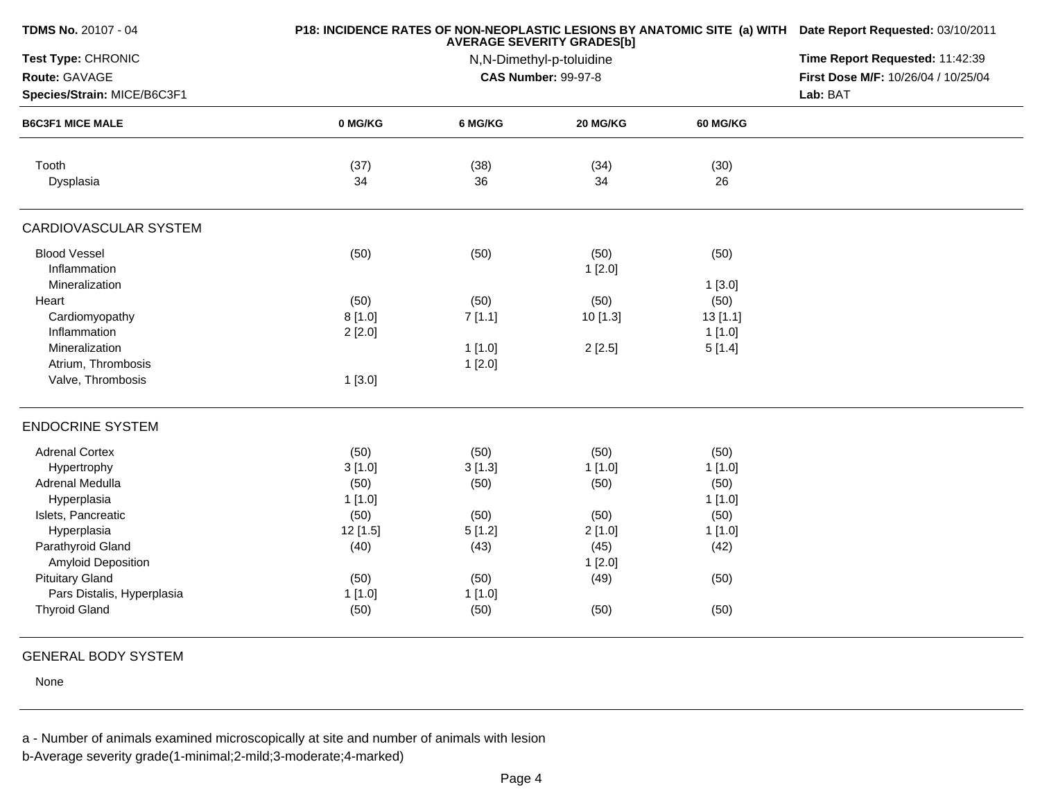**TDMS No.** 20107 - 04

**Test Type:** CHRONIC

**Route:** GAVAGE

**Species/Strain:** MICE/B6C3F1

**P18: INCIDENCE RATES OF NON-NEOPLASTIC LESIONS BY ANATOMIC SITE (a) WITH AVERAGE SEVERITY GRADES[b]**

N,N-Dimethyl-p-toluidine

**CAS Number:** 99-97-8

**Date Report Requested:** 03/10/2011

**Time Report Requested:** 11:42:39

**First Dose M/F:** 10/26/04 / 10/25/04

**Lab:** BAT

| B6C3F1 MICE MALE | 0 MG/KG | 6 MG/KG | 20 MG/KG | 60 MG/KG |
|---|---|---|---|---|
| Tooth | (37) | (38) | (34) | (30) |
| Dysplasia | 34 | 36 | 34 | 26 |
| **CARDIOVASCULAR SYSTEM** | | | | |
| Blood Vessel | (50) | (50) | (50) | (50) |
| Inflammation | | | 1 [2.0] | |
| Mineralization | | | | 1 [3.0] |
| Heart | (50) | (50) | (50) | (50) |
| Cardiomyopathy | 8 [1.0] | 7 [1.1] | 10 [1.3] | 13 [1.1] |
| Inflammation | 2 [2.0] | | | 1 [1.0] |
| Mineralization | | 1 [1.0] | 2 [2.5] | 5 [1.4] |
| Atrium, Thrombosis | | 1 [2.0] | | |
| Valve, Thrombosis | 1 [3.0] | | | |
| **ENDOCRINE SYSTEM** | | | | |
| Adrenal Cortex | (50) | (50) | (50) | (50) |
| Hypertrophy | 3 [1.0] | 3 [1.3] | 1 [1.0] | 1 [1.0] |
| Adrenal Medulla | (50) | (50) | (50) | (50) |
| Hyperplasia | 1 [1.0] | | | 1 [1.0] |
| Islets, Pancreatic | (50) | (50) | (50) | (50) |
| Hyperplasia | 12 [1.5] | 5 [1.2] | 2 [1.0] | 1 [1.0] |
| Parathyroid Gland | (40) | (43) | (45) | (42) |
| Amyloid Deposition | | | 1 [2.0] | |
| Pituitary Gland | (50) | (50) | (49) | (50) |
| Pars Distalis, Hyperplasia | 1 [1.0] | 1 [1.0] | | |
| Thyroid Gland | (50) | (50) | (50) | (50) |
| **GENERAL BODY SYSTEM** | | | | |
| None | | | | |

a - Number of animals examined microscopically at site and number of animals with lesion

b-Average severity grade(1-minimal;2-mild;3-moderate;4-marked)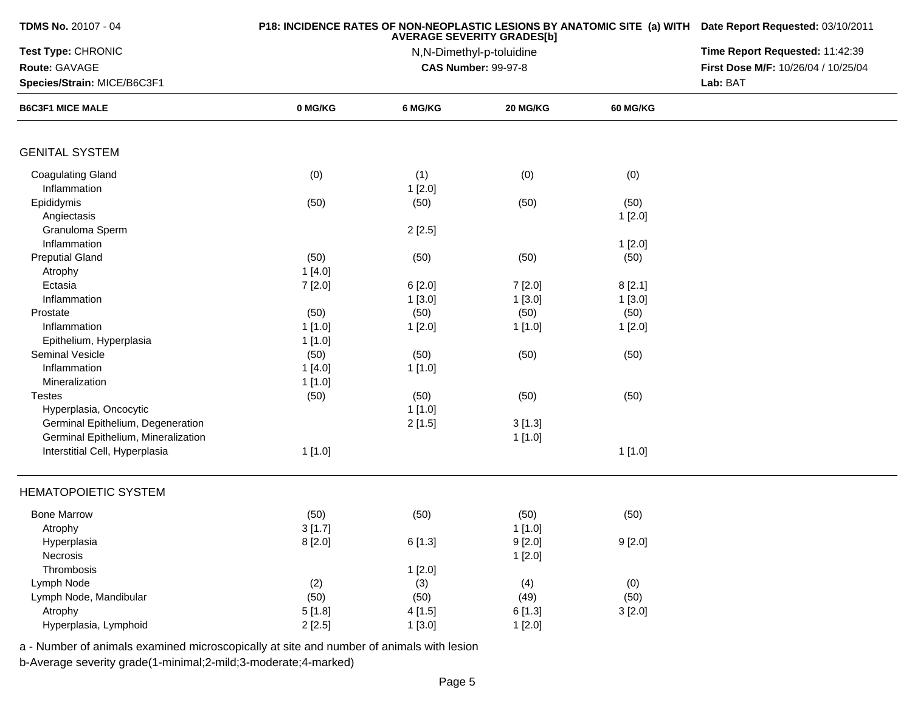**TDMS No.** 20107 - 04
**Test Type:** CHRONIC
**Route:** GAVAGE
**Species/Strain:** MICE/B6C3F1

**P18: INCIDENCE RATES OF NON-NEOPLASTIC LESIONS BY ANATOMIC SITE (a) WITH AVERAGE SEVERITY GRADES[b]**
N,N-Dimethyl-p-toluidine
**CAS Number:** 99-97-8

**Date Report Requested:** 03/10/2011
**Time Report Requested:** 11:42:39
**First Dose M/F:** 10/26/04 / 10/25/04
**Lab:** BAT

| B6C3F1 MICE MALE | 0 MG/KG | 6 MG/KG | 20 MG/KG | 60 MG/KG |
|---|---|---|---|---|
| **GENITAL SYSTEM** | | | | |
| Coagulating Gland | (0) | (1) | (0) | (0) |
| Inflammation | | 1 [2.0] | | |
| Epididymis | (50) | (50) | (50) | (50) |
| Angiectasis | | | | 1 [2.0] |
| Granuloma Sperm | | 2 [2.5] | | |
| Inflammation | | | | 1 [2.0] |
| Preputial Gland | (50) | (50) | (50) | (50) |
| Atrophy | 1 [4.0] | | | |
| Ectasia | 7 [2.0] | 6 [2.0] | 7 [2.0] | 8 [2.1] |
| Inflammation | | 1 [3.0] | 1 [3.0] | 1 [3.0] |
| Prostate | (50) | (50) | (50) | (50) |
| Inflammation | 1 [1.0] | 1 [2.0] | 1 [1.0] | 1 [2.0] |
| Epithelium, Hyperplasia | 1 [1.0] | | | |
| Seminal Vesicle | (50) | (50) | (50) | (50) |
| Inflammation | 1 [4.0] | 1 [1.0] | | |
| Mineralization | 1 [1.0] | | | |
| Testes | (50) | (50) | (50) | (50) |
| Hyperplasia, Oncocytic | | 1 [1.0] | | |
| Germinal Epithelium, Degeneration | | 2 [1.5] | 3 [1.3] | |
| Germinal Epithelium, Mineralization | | | 1 [1.0] | |
| Interstitial Cell, Hyperplasia | 1 [1.0] | | | 1 [1.0] |
| **HEMATOPOIETIC SYSTEM** | | | | |
| Bone Marrow | (50) | (50) | (50) | (50) |
| Atrophy | 3 [1.7] | | 1 [1.0] | |
| Hyperplasia | 8 [2.0] | 6 [1.3] | 9 [2.0] | 9 [2.0] |
| Necrosis | | | 1 [2.0] | |
| Thrombosis | | 1 [2.0] | | |
| Lymph Node | (2) | (3) | (4) | (0) |
| Lymph Node, Mandibular | (50) | (50) | (49) | (50) |
| Atrophy | 5 [1.8] | 4 [1.5] | 6 [1.3] | 3 [2.0] |
| Hyperplasia, Lymphoid | 2 [2.5] | 1 [3.0] | 1 [2.0] | |

a - Number of animals examined microscopically at site and number of animals with lesion
b-Average severity grade(1-minimal;2-mild;3-moderate;4-marked)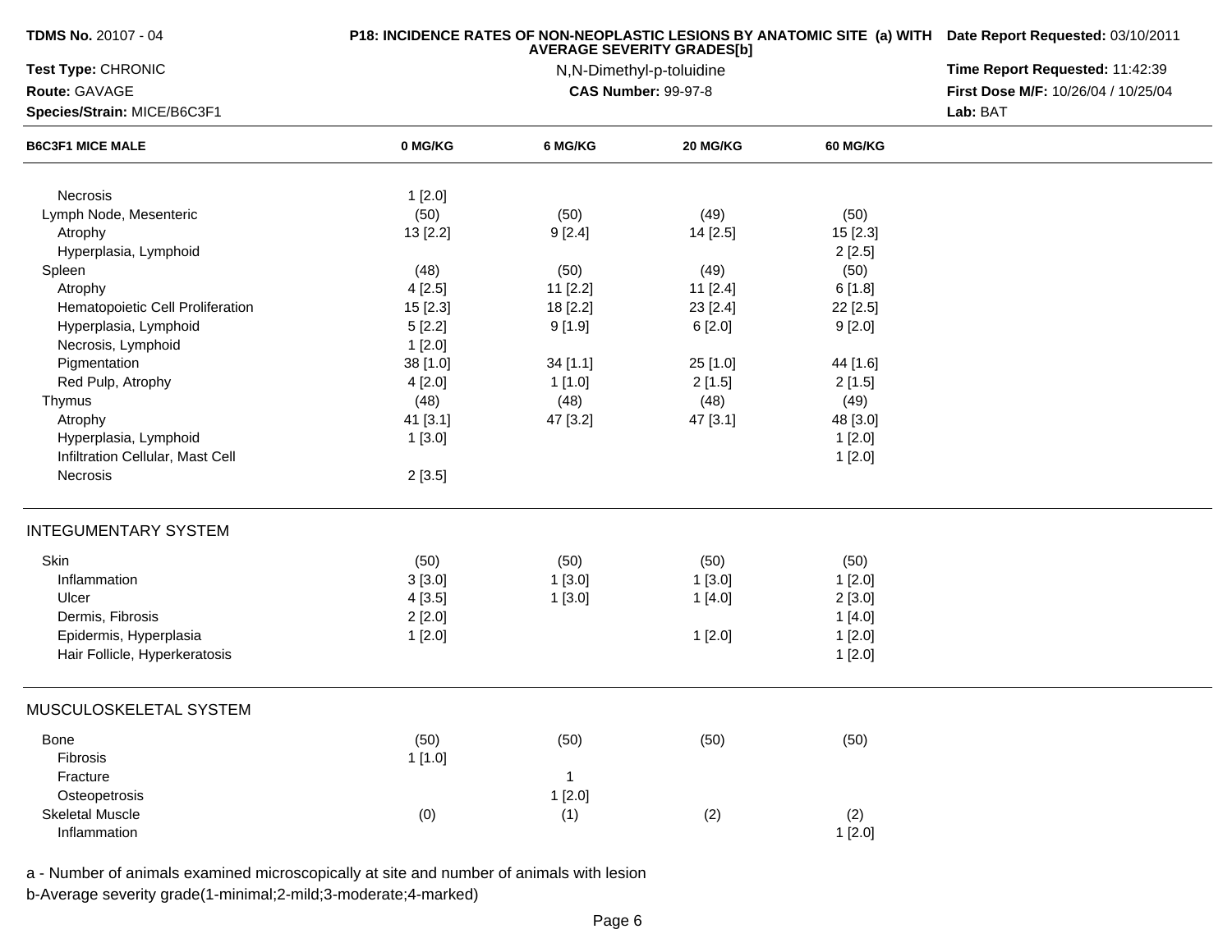| B6C3F1 MICE MALE | 0 MG/KG | 6 MG/KG | 20 MG/KG | 60 MG/KG |
|---|---|---|---|---|
| Necrosis | 1 [2.0] | | | |
| Lymph Node, Mesenteric | (50) | (50) | (49) | (50) |
| Atrophy | 13 [2.2] | 9 [2.4] | 14 [2.5] | 15 [2.3] |
| Hyperplasia, Lymphoid | | | | 2 [2.5] |
| Spleen | (48) | (50) | (49) | (50) |
| Atrophy | 4 [2.5] | 11 [2.2] | 11 [2.4] | 6 [1.8] |
| Hematopoietic Cell Proliferation | 15 [2.3] | 18 [2.2] | 23 [2.4] | 22 [2.5] |
| Hyperplasia, Lymphoid | 5 [2.2] | 9 [1.9] | 6 [2.0] | 9 [2.0] |
| Necrosis, Lymphoid | 1 [2.0] | | | |
| Pigmentation | 38 [1.0] | 34 [1.1] | 25 [1.0] | 44 [1.6] |
| Red Pulp, Atrophy | 4 [2.0] | 1 [1.0] | 2 [1.5] | 2 [1.5] |
| Thymus | (48) | (48) | (48) | (49) |
| Atrophy | 41 [3.1] | 47 [3.2] | 47 [3.1] | 48 [3.0] |
| Hyperplasia, Lymphoid | 1 [3.0] | | | 1 [2.0] |
| Infiltration Cellular, Mast Cell | | | | 1 [2.0] |
| Necrosis | 2 [3.5] | | | |

## INTEGUMENTARY SYSTEM

| | 0 MG/KG | 6 MG/KG | 20 MG/KG | 60 MG/KG |
|---|---|---|---|---|
| Skin | (50) | (50) | (50) | (50) |
| Inflammation | 3 [3.0] | 1 [3.0] | 1 [3.0] | 1 [2.0] |
| Ulcer | 4 [3.5] | 1 [3.0] | 1 [4.0] | 2 [3.0] |
| Dermis, Fibrosis | 2 [2.0] | | | 1 [4.0] |
| Epidermis, Hyperplasia | 1 [2.0] | | 1 [2.0] | 1 [2.0] |
| Hair Follicle, Hyperkeratosis | | | | 1 [2.0] |

## MUSCULOSKELETAL SYSTEM

| | 0 MG/KG | 6 MG/KG | 20 MG/KG | 60 MG/KG |
|---|---|---|---|---|
| Bone | (50) | (50) | (50) | (50) |
| Fibrosis | 1 [1.0] | | | |
| Fracture | | 1 | | |
| Osteopetrosis | | 1 [2.0] | | |
| Skeletal Muscle | (0) | (1) | (2) | (2) |
| Inflammation | | | | 1 [2.0] |

a - Number of animals examined microscopically at site and number of animals with lesion

b-Average severity grade(1-minimal;2-mild;3-moderate;4-marked)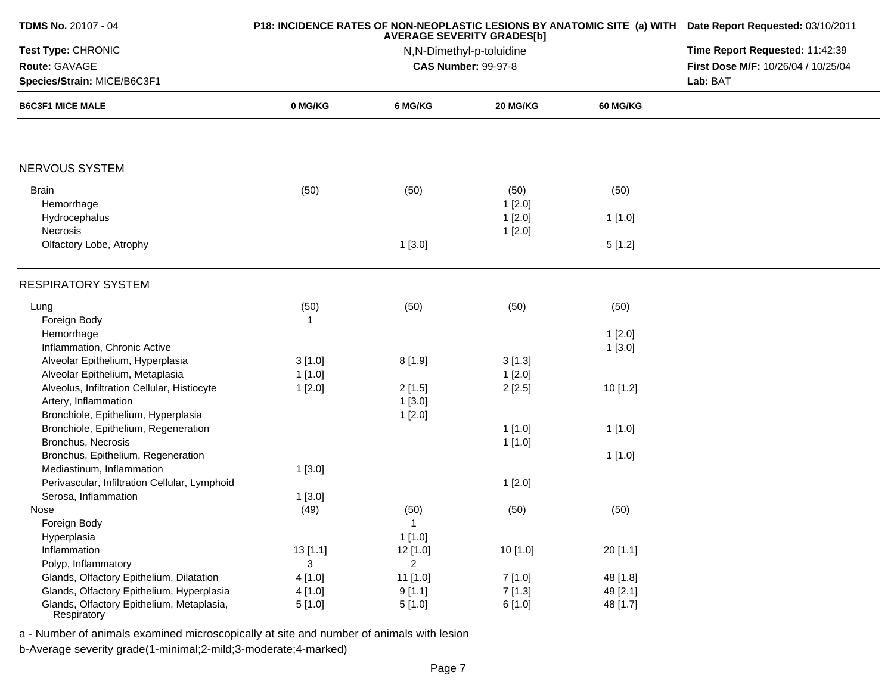**TDMS No.** 20107 - 04
**Test Type:** CHRONIC
**Route:** GAVAGE
**Species/Strain:** MICE/B6C3F1

**P18: INCIDENCE RATES OF NON-NEOPLASTIC LESIONS BY ANATOMIC SITE (a) WITH AVERAGE SEVERITY GRADES[b]**

N,N-Dimethyl-p-toluidine
**CAS Number:** 99-97-8

**Date Report Requested:** 03/10/2011
**Time Report Requested:** 11:42:39
**First Dose M/F:** 10/26/04 / 10/25/04
**Lab:** BAT

| B6C3F1 MICE MALE | 0 MG/KG | 6 MG/KG | 20 MG/KG | 60 MG/KG |
|---|---|---|---|---|
| **NERVOUS SYSTEM** | | | | |
| Brain | (50) | (50) | (50) | (50) |
| Hemorrhage | | | 1 [2.0] | |
| Hydrocephalus | | | 1 [2.0] | 1 [1.0] |
| Necrosis | | | 1 [2.0] | |
| Olfactory Lobe, Atrophy | | 1 [3.0] | | 5 [1.2] |
| **RESPIRATORY SYSTEM** | | | | |
| Lung | (50) | (50) | (50) | (50) |
| Foreign Body | 1 | | | |
| Hemorrhage | | | | 1 [2.0] |
| Inflammation, Chronic Active | | | | 1 [3.0] |
| Alveolar Epithelium, Hyperplasia | 3 [1.0] | 8 [1.9] | 3 [1.3] | |
| Alveolar Epithelium, Metaplasia | 1 [1.0] | | 1 [2.0] | |
| Alveolus, Infiltration Cellular, Histiocyte | 1 [2.0] | 2 [1.5] | 2 [2.5] | 10 [1.2] |
| Artery, Inflammation | | 1 [3.0] | | |
| Bronchiole, Epithelium, Hyperplasia | | 1 [2.0] | | |
| Bronchiole, Epithelium, Regeneration | | | 1 [1.0] | 1 [1.0] |
| Bronchus, Necrosis | | | 1 [1.0] | |
| Bronchus, Epithelium, Regeneration | | | | 1 [1.0] |
| Mediastinum, Inflammation | 1 [3.0] | | | |
| Perivascular, Infiltration Cellular, Lymphoid | | | 1 [2.0] | |
| Serosa, Inflammation | 1 [3.0] | | | |
| Nose | (49) | (50) | (50) | (50) |
| Foreign Body | | 1 | | |
| Hyperplasia | | 1 [1.0] | | |
| Inflammation | 13 [1.1] | 12 [1.0] | 10 [1.0] | 20 [1.1] |
| Polyp, Inflammatory | 3 | 2 | | |
| Glands, Olfactory Epithelium, Dilatation | 4 [1.0] | 11 [1.0] | 7 [1.0] | 48 [1.8] |
| Glands, Olfactory Epithelium, Hyperplasia | 4 [1.0] | 9 [1.1] | 7 [1.3] | 49 [2.1] |
| Glands, Olfactory Epithelium, Metaplasia, Respiratory | 5 [1.0] | 5 [1.0] | 6 [1.0] | 48 [1.7] |

a - Number of animals examined microscopically at site and number of animals with lesion
b-Average severity grade(1-minimal;2-mild;3-moderate;4-marked)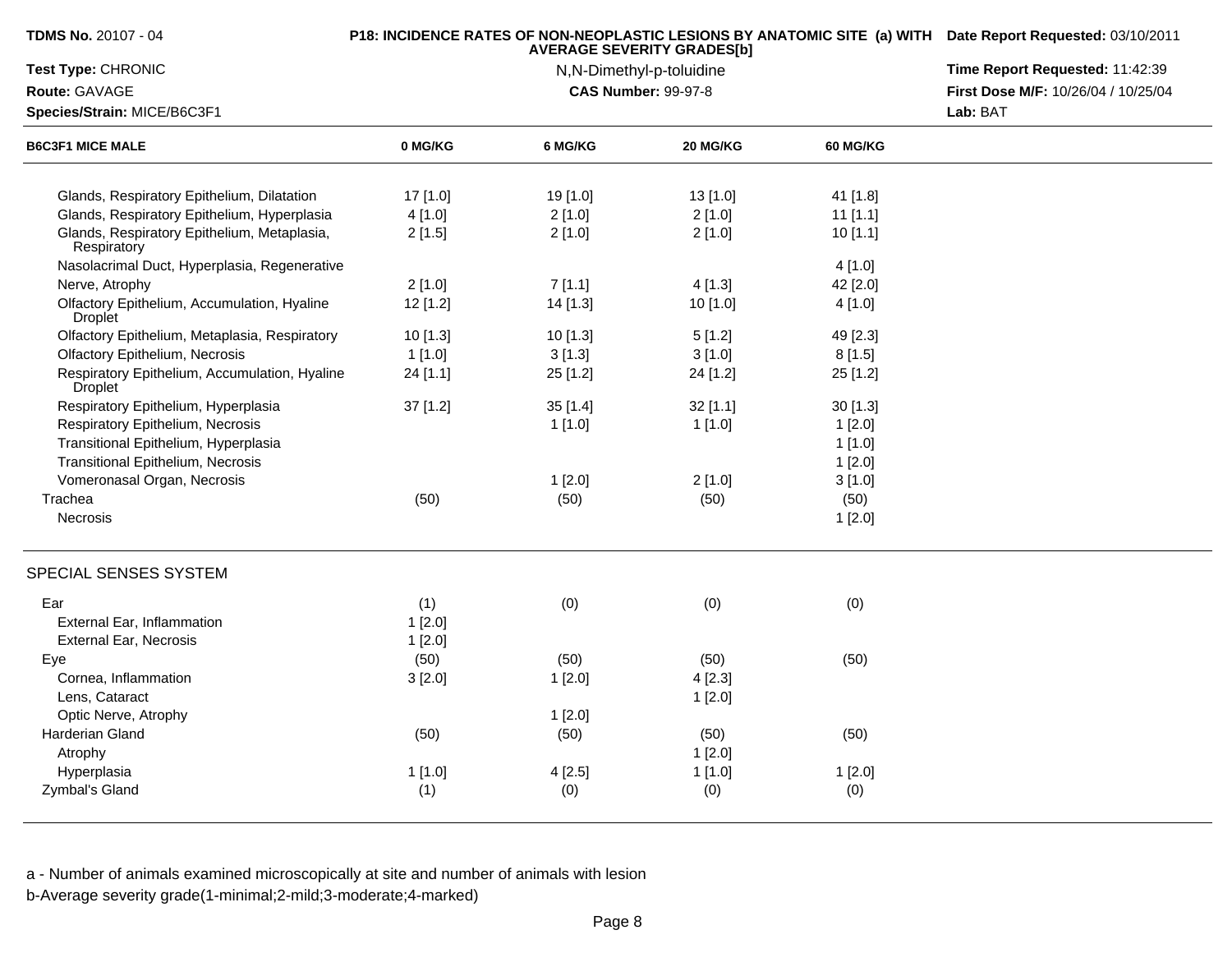| B6C3F1 MICE MALE | 0 MG/KG | 6 MG/KG | 20 MG/KG | 60 MG/KG |
|---|---|---|---|---|
| Glands, Respiratory Epithelium, Dilatation | 17 [1.0] | 19 [1.0] | 13 [1.0] | 41 [1.8] |
| Glands, Respiratory Epithelium, Hyperplasia | 4 [1.0] | 2 [1.0] | 2 [1.0] | 11 [1.1] |
| Glands, Respiratory Epithelium, Metaplasia, Respiratory | 2 [1.5] | 2 [1.0] | 2 [1.0] | 10 [1.1] |
| Nasolacrimal Duct, Hyperplasia, Regenerative | | | | 4 [1.0] |
| Nerve, Atrophy | 2 [1.0] | 7 [1.1] | 4 [1.3] | 42 [2.0] |
| Olfactory Epithelium, Accumulation, Hyaline Droplet | 12 [1.2] | 14 [1.3] | 10 [1.0] | 4 [1.0] |
| Olfactory Epithelium, Metaplasia, Respiratory | 10 [1.3] | 10 [1.3] | 5 [1.2] | 49 [2.3] |
| Olfactory Epithelium, Necrosis | 1 [1.0] | 3 [1.3] | 3 [1.0] | 8 [1.5] |
| Respiratory Epithelium, Accumulation, Hyaline Droplet | 24 [1.1] | 25 [1.2] | 24 [1.2] | 25 [1.2] |
| Respiratory Epithelium, Hyperplasia | 37 [1.2] | 35 [1.4] | 32 [1.1] | 30 [1.3] |
| Respiratory Epithelium, Necrosis | | 1 [1.0] | 1 [1.0] | 1 [2.0] |
| Transitional Epithelium, Hyperplasia | | | | 1 [1.0] |
| Transitional Epithelium, Necrosis | | | | 1 [2.0] |
| Vomeronasal Organ, Necrosis | | 1 [2.0] | 2 [1.0] | 3 [1.0] |
| Trachea | (50) | (50) | (50) | (50) |
| Necrosis | | | | 1 [2.0] |

## SPECIAL SENSES SYSTEM

| B6C3F1 MICE MALE | 0 MG/KG | 6 MG/KG | 20 MG/KG | 60 MG/KG |
|---|---|---|---|---|
| Ear | (1) | (0) | (0) | (0) |
| External Ear, Inflammation | 1 [2.0] | | | |
| External Ear, Necrosis | 1 [2.0] | | | |
| Eye | (50) | (50) | (50) | (50) |
| Cornea, Inflammation | 3 [2.0] | 1 [2.0] | 4 [2.3] | |
| Lens, Cataract | | | 1 [2.0] | |
| Optic Nerve, Atrophy | | 1 [2.0] | | |
| Harderian Gland | (50) | (50) | (50) | (50) |
| Atrophy | | | 1 [2.0] | |
| Hyperplasia | 1 [1.0] | 4 [2.5] | 1 [1.0] | 1 [2.0] |
| Zymbal's Gland | (1) | (0) | (0) | (0) |

a - Number of animals examined microscopically at site and number of animals with lesion
b-Average severity grade(1-minimal;2-mild;3-moderate;4-marked)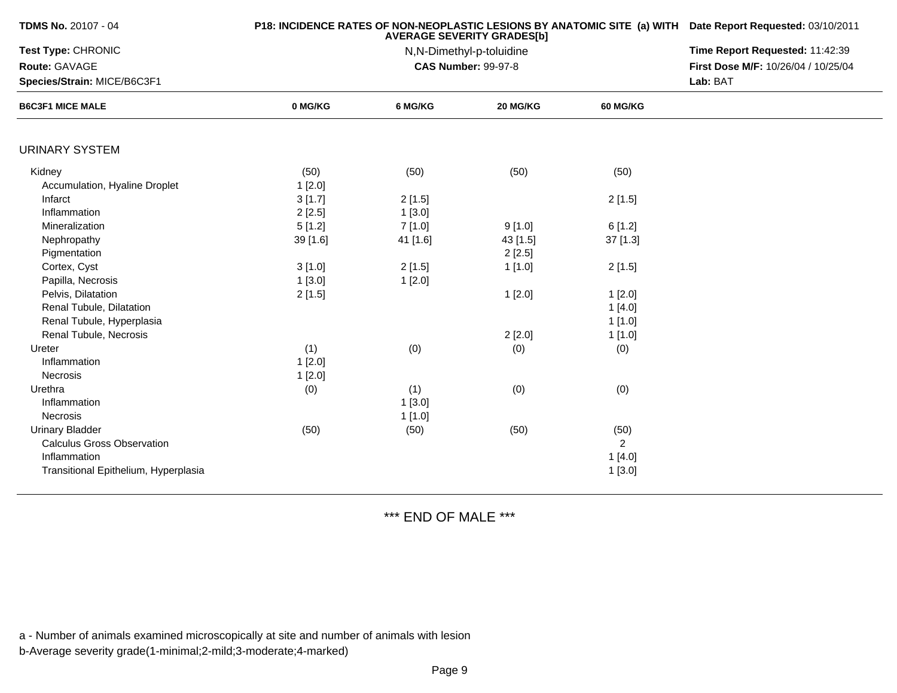**TDMS No.** 20107 - 04
**Test Type:** CHRONIC
**Route:** GAVAGE
**Species/Strain:** MICE/B6C3F1

**P18: INCIDENCE RATES OF NON-NEOPLASTIC LESIONS BY ANATOMIC SITE (a) WITH AVERAGE SEVERITY GRADES[b]**

N,N-Dimethyl-p-toluidine
**CAS Number:** 99-97-8

**Date Report Requested:** 03/10/2011
**Time Report Requested:** 11:42:39
**First Dose M/F:** 10/26/04 / 10/25/04
**Lab:** BAT

| B6C3F1 MICE MALE | 0 MG/KG | 6 MG/KG | 20 MG/KG | 60 MG/KG |
|---|---|---|---|---|
| URINARY SYSTEM | | | | |
| Kidney | (50) | (50) | (50) | (50) |
| Accumulation, Hyaline Droplet | 1 [2.0] | | | |
| Infarct | 3 [1.7] | 2 [1.5] | | 2 [1.5] |
| Inflammation | 2 [2.5] | 1 [3.0] | | |
| Mineralization | 5 [1.2] | 7 [1.0] | 9 [1.0] | 6 [1.2] |
| Nephropathy | 39 [1.6] | 41 [1.6] | 43 [1.5] | 37 [1.3] |
| Pigmentation | | | 2 [2.5] | |
| Cortex, Cyst | 3 [1.0] | 2 [1.5] | 1 [1.0] | 2 [1.5] |
| Papilla, Necrosis | 1 [3.0] | 1 [2.0] | | |
| Pelvis, Dilatation | 2 [1.5] | | 1 [2.0] | 1 [2.0] |
| Renal Tubule, Dilatation | | | | 1 [4.0] |
| Renal Tubule, Hyperplasia | | | | 1 [1.0] |
| Renal Tubule, Necrosis | | | 2 [2.0] | 1 [1.0] |
| Ureter | (1) | (0) | (0) | (0) |
| Inflammation | 1 [2.0] | | | |
| Necrosis | 1 [2.0] | | | |
| Urethra | (0) | (1) | (0) | (0) |
| Inflammation | | 1 [3.0] | | |
| Necrosis | | 1 [1.0] | | |
| Urinary Bladder | (50) | (50) | (50) | (50) |
| Calculus Gross Observation | | | | 2 |
| Inflammation | | | | 1 [4.0] |
| Transitional Epithelium, Hyperplasia | | | | 1 [3.0] |

*** END OF MALE ***

a - Number of animals examined microscopically at site and number of animals with lesion
b-Average severity grade(1-minimal;2-mild;3-moderate;4-marked)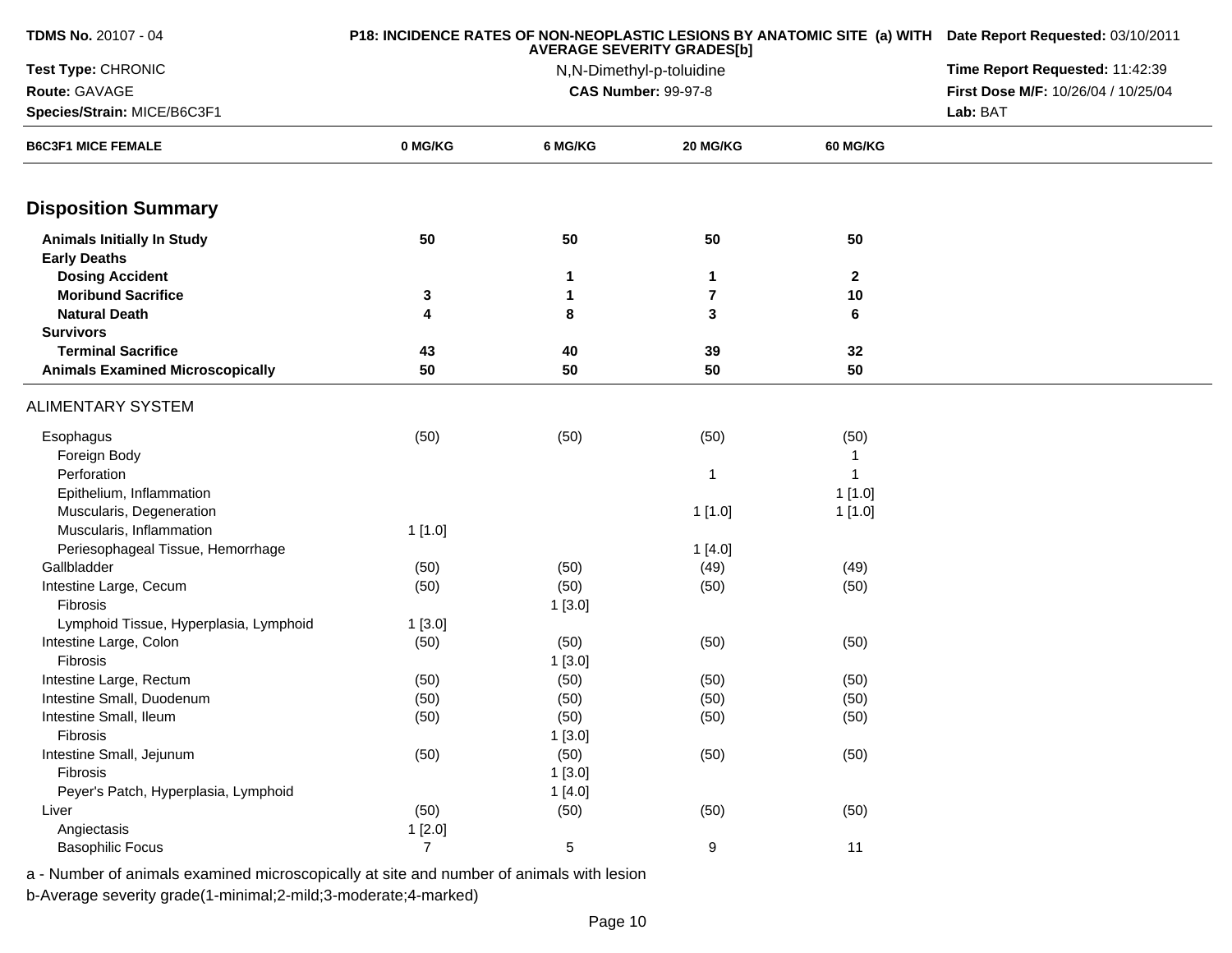**TDMS No.** 20107 - 04

**Test Type:** CHRONIC

**Route:** GAVAGE

**Species/Strain:** MICE/B6C3F1

**P18: INCIDENCE RATES OF NON-NEOPLASTIC LESIONS BY ANATOMIC SITE (a) WITH AVERAGE SEVERITY GRADES[b]**

N,N-Dimethyl-p-toluidine

**CAS Number:** 99-97-8

**Date Report Requested:** 03/10/2011

**Time Report Requested:** 11:42:39

**First Dose M/F:** 10/26/04 / 10/25/04

**Lab:** BAT

| B6C3F1 MICE FEMALE | 0 MG/KG | 6 MG/KG | 20 MG/KG | 60 MG/KG |
|---|---|---|---|---|
| **Disposition Summary** | | | | |
| **Animals Initially In Study** | **50** | **50** | **50** | **50** |
| **Early Deaths** | | | | |
| **Dosing Accident** | | **1** | **1** | **2** |
| **Moribund Sacrifice** | **3** | **1** | **7** | **10** |
| **Natural Death** | **4** | **8** | **3** | **6** |
| **Survivors** | | | | |
| **Terminal Sacrifice** | **43** | **40** | **39** | **32** |
| **Animals Examined Microscopically** | **50** | **50** | **50** | **50** |
| ALIMENTARY SYSTEM | | | | |
| Esophagus | (50) | (50) | (50) | (50) |
| Foreign Body | | | | 1 |
| Perforation | | | 1 | 1 |
| Epithelium, Inflammation | | | | 1 [1.0] |
| Muscularis, Degeneration | | | 1 [1.0] | 1 [1.0] |
| Muscularis, Inflammation | 1 [1.0] | | | |
| Periesophageal Tissue, Hemorrhage | | | 1 [4.0] | |
| Gallbladder | (50) | (50) | (49) | (49) |
| Intestine Large, Cecum | (50) | (50) | (50) | (50) |
| Fibrosis | | 1 [3.0] | | |
| Lymphoid Tissue, Hyperplasia, Lymphoid | 1 [3.0] | | | |
| Intestine Large, Colon | (50) | (50) | (50) | (50) |
| Fibrosis | | 1 [3.0] | | |
| Intestine Large, Rectum | (50) | (50) | (50) | (50) |
| Intestine Small, Duodenum | (50) | (50) | (50) | (50) |
| Intestine Small, Ileum | (50) | (50) | (50) | (50) |
| Fibrosis | | 1 [3.0] | | |
| Intestine Small, Jejunum | (50) | (50) | (50) | (50) |
| Fibrosis | | 1 [3.0] | | |
| Peyer's Patch, Hyperplasia, Lymphoid | | 1 [4.0] | | |
| Liver | (50) | (50) | (50) | (50) |
| Angiectasis | 1 [2.0] | | | |
| Basophilic Focus | 7 | 5 | 9 | 11 |

a - Number of animals examined microscopically at site and number of animals with lesion

b-Average severity grade(1-minimal;2-mild;3-moderate;4-marked)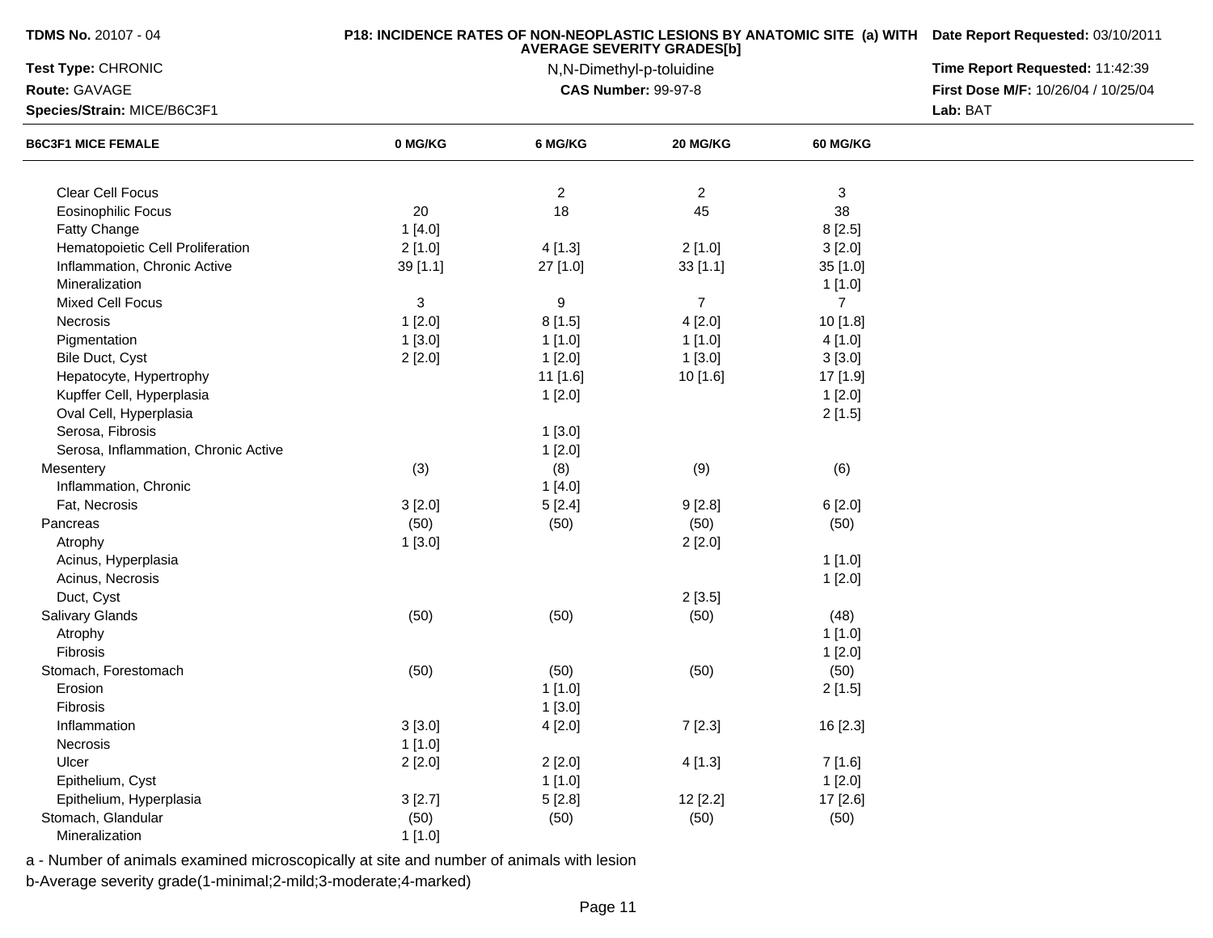**TDMS No.** 20107 - 04

**Test Type:** CHRONIC

**Route:** GAVAGE

**Species/Strain:** MICE/B6C3F1

**P18: INCIDENCE RATES OF NON-NEOPLASTIC LESIONS BY ANATOMIC SITE (a) WITH AVERAGE SEVERITY GRADES[b]**

N,N-Dimethyl-p-toluidine

**CAS Number:** 99-97-8

**Date Report Requested:** 03/10/2011

**Time Report Requested:** 11:42:39

**First Dose M/F:** 10/26/04 / 10/25/04

**Lab:** BAT

| B6C3F1 MICE FEMALE | 0 MG/KG | 6 MG/KG | 20 MG/KG | 60 MG/KG |
|---|---|---|---|---|
| Clear Cell Focus | | 2 | 2 | 3 |
| Eosinophilic Focus | 20 | 18 | 45 | 38 |
| Fatty Change | 1 [4.0] | | | 8 [2.5] |
| Hematopoietic Cell Proliferation | 2 [1.0] | 4 [1.3] | 2 [1.0] | 3 [2.0] |
| Inflammation, Chronic Active | 39 [1.1] | 27 [1.0] | 33 [1.1] | 35 [1.0] |
| Mineralization | | | | 1 [1.0] |
| Mixed Cell Focus | 3 | 9 | 7 | 7 |
| Necrosis | 1 [2.0] | 8 [1.5] | 4 [2.0] | 10 [1.8] |
| Pigmentation | 1 [3.0] | 1 [1.0] | 1 [1.0] | 4 [1.0] |
| Bile Duct, Cyst | 2 [2.0] | 1 [2.0] | 1 [3.0] | 3 [3.0] |
| Hepatocyte, Hypertrophy | | 11 [1.6] | 10 [1.6] | 17 [1.9] |
| Kupffer Cell, Hyperplasia | | 1 [2.0] | | 1 [2.0] |
| Oval Cell, Hyperplasia | | | | 2 [1.5] |
| Serosa, Fibrosis | | 1 [3.0] | | |
| Serosa, Inflammation, Chronic Active | | 1 [2.0] | | |
| Mesentery | (3) | (8) | (9) | (6) |
| Inflammation, Chronic | | 1 [4.0] | | |
| Fat, Necrosis | 3 [2.0] | 5 [2.4] | 9 [2.8] | 6 [2.0] |
| Pancreas | (50) | (50) | (50) | (50) |
| Atrophy | 1 [3.0] | | 2 [2.0] | |
| Acinus, Hyperplasia | | | | 1 [1.0] |
| Acinus, Necrosis | | | | 1 [2.0] |
| Duct, Cyst | | | 2 [3.5] | |
| Salivary Glands | (50) | (50) | (50) | (48) |
| Atrophy | | | | 1 [1.0] |
| Fibrosis | | | | 1 [2.0] |
| Stomach, Forestomach | (50) | (50) | (50) | (50) |
| Erosion | | 1 [1.0] | | 2 [1.5] |
| Fibrosis | | 1 [3.0] | | |
| Inflammation | 3 [3.0] | 4 [2.0] | 7 [2.3] | 16 [2.3] |
| Necrosis | 1 [1.0] | | | |
| Ulcer | 2 [2.0] | 2 [2.0] | 4 [1.3] | 7 [1.6] |
| Epithelium, Cyst | | 1 [1.0] | | 1 [2.0] |
| Epithelium, Hyperplasia | 3 [2.7] | 5 [2.8] | 12 [2.2] | 17 [2.6] |
| Stomach, Glandular | (50) | (50) | (50) | (50) |
| Mineralization | 1 [1.0] | | | |

a - Number of animals examined microscopically at site and number of animals with lesion

b-Average severity grade(1-minimal;2-mild;3-moderate;4-marked)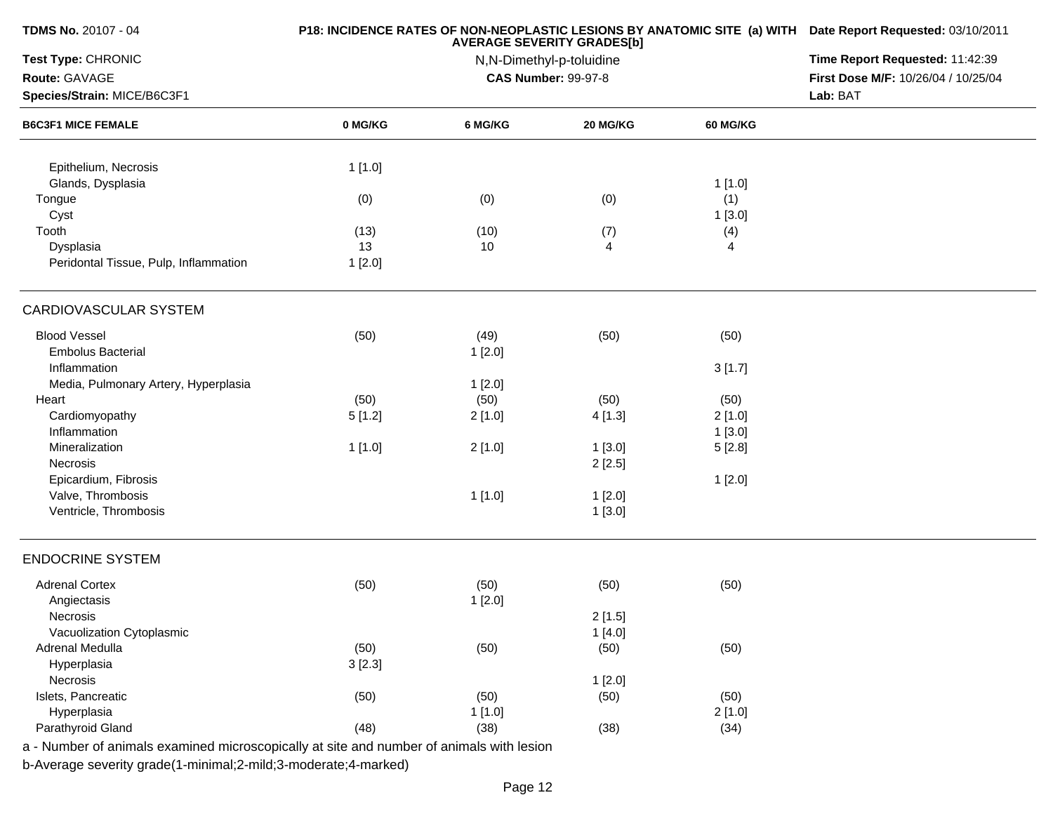**TDMS No.** 20107 - 04

**Test Type:** CHRONIC

**Route:** GAVAGE

**Species/Strain:** MICE/B6C3F1

**P18: INCIDENCE RATES OF NON-NEOPLASTIC LESIONS BY ANATOMIC SITE (a) WITH AVERAGE SEVERITY GRADES[b]**

N,N-Dimethyl-p-toluidine

**CAS Number:** 99-97-8

**Date Report Requested:** 03/10/2011

**Time Report Requested:** 11:42:39

**First Dose M/F:** 10/26/04 / 10/25/04

**Lab:** BAT

| B6C3F1 MICE FEMALE | 0 MG/KG | 6 MG/KG | 20 MG/KG | 60 MG/KG |
|---|---|---|---|---|
| Epithelium, Necrosis | 1 [1.0] | | | |
| Glands, Dysplasia | | | | 1 [1.0] |
| Tongue | (0) | (0) | (0) | (1) |
| Cyst | | | | 1 [3.0] |
| Tooth | (13) | (10) | (7) | (4) |
| Dysplasia | 13 | 10 | 4 | 4 |
| Peridontal Tissue, Pulp, Inflammation | 1 [2.0] | | | |
| **CARDIOVASCULAR SYSTEM** | | | | |
| Blood Vessel | (50) | (49) | (50) | (50) |
| Embolus Bacterial | | 1 [2.0] | | |
| Inflammation | | | | 3 [1.7] |
| Media, Pulmonary Artery, Hyperplasia | | 1 [2.0] | | |
| Heart | (50) | (50) | (50) | (50) |
| Cardiomyopathy | 5 [1.2] | 2 [1.0] | 4 [1.3] | 2 [1.0] |
| Inflammation | | | | 1 [3.0] |
| Mineralization | 1 [1.0] | 2 [1.0] | 1 [3.0] | 5 [2.8] |
| Necrosis | | | 2 [2.5] | |
| Epicardium, Fibrosis | | | | 1 [2.0] |
| Valve, Thrombosis | | 1 [1.0] | 1 [2.0] | |
| Ventricle, Thrombosis | | | 1 [3.0] | |
| **ENDOCRINE SYSTEM** | | | | |
| Adrenal Cortex | (50) | (50) | (50) | (50) |
| Angiectasis | | 1 [2.0] | | |
| Necrosis | | | 2 [1.5] | |
| Vacuolization Cytoplasmic | | | 1 [4.0] | |
| Adrenal Medulla | (50) | (50) | (50) | (50) |
| Hyperplasia | 3 [2.3] | | | |
| Necrosis | | | 1 [2.0] | |
| Islets, Pancreatic | (50) | (50) | (50) | (50) |
| Hyperplasia | | 1 [1.0] | | 2 [1.0] |
| Parathyroid Gland | (48) | (38) | (38) | (34) |

a - Number of animals examined microscopically at site and number of animals with lesion

b-Average severity grade(1-minimal;2-mild;3-moderate;4-marked)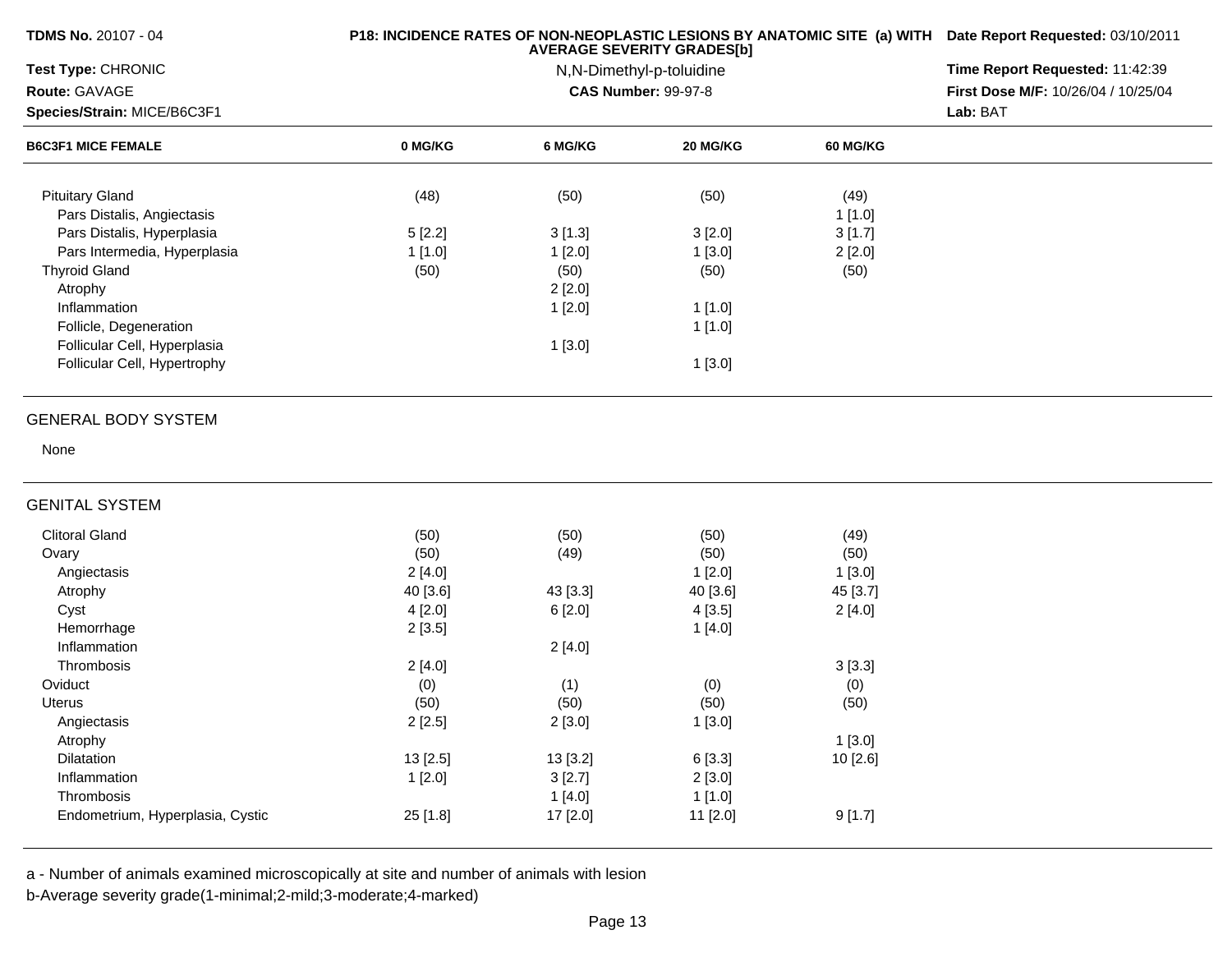| B6C3F1 MICE FEMALE | 0 MG/KG | 6 MG/KG | 20 MG/KG | 60 MG/KG |
|---|---|---|---|---|
| Pituitary Gland | (48) | (50) | (50) | (49) |
| Pars Distalis, Angiectasis | | | | 1 [1.0] |
| Pars Distalis, Hyperplasia | 5 [2.2] | 3 [1.3] | 3 [2.0] | 3 [1.7] |
| Pars Intermedia, Hyperplasia | 1 [1.0] | 1 [2.0] | 1 [3.0] | 2 [2.0] |
| Thyroid Gland | (50) | (50) | (50) | (50) |
| Atrophy | | 2 [2.0] | | |
| Inflammation | | 1 [2.0] | 1 [1.0] | |
| Follicle, Degeneration | | | 1 [1.0] | |
| Follicular Cell, Hyperplasia | | 1 [3.0] | | |
| Follicular Cell, Hypertrophy | | | 1 [3.0] | |

## GENERAL BODY SYSTEM

None

## GENITAL SYSTEM

| B6C3F1 MICE FEMALE | 0 MG/KG | 6 MG/KG | 20 MG/KG | 60 MG/KG |
|---|---|---|---|---|
| Clitoral Gland | (50) | (50) | (50) | (49) |
| Ovary | (50) | (49) | (50) | (50) |
| Angiectasis | 2 [4.0] | | 1 [2.0] | 1 [3.0] |
| Atrophy | 40 [3.6] | 43 [3.3] | 40 [3.6] | 45 [3.7] |
| Cyst | 4 [2.0] | 6 [2.0] | 4 [3.5] | 2 [4.0] |
| Hemorrhage | 2 [3.5] | | 1 [4.0] | |
| Inflammation | | 2 [4.0] | | |
| Thrombosis | 2 [4.0] | | | 3 [3.3] |
| Oviduct | (0) | (1) | (0) | (0) |
| Uterus | (50) | (50) | (50) | (50) |
| Angiectasis | 2 [2.5] | 2 [3.0] | 1 [3.0] | |
| Atrophy | | | | 1 [3.0] |
| Dilatation | 13 [2.5] | 13 [3.2] | 6 [3.3] | 10 [2.6] |
| Inflammation | 1 [2.0] | 3 [2.7] | 2 [3.0] | |
| Thrombosis | | 1 [4.0] | 1 [1.0] | |
| Endometrium, Hyperplasia, Cystic | 25 [1.8] | 17 [2.0] | 11 [2.0] | 9 [1.7] |

a - Number of animals examined microscopically at site and number of animals with lesion

b-Average severity grade(1-minimal;2-mild;3-moderate;4-marked)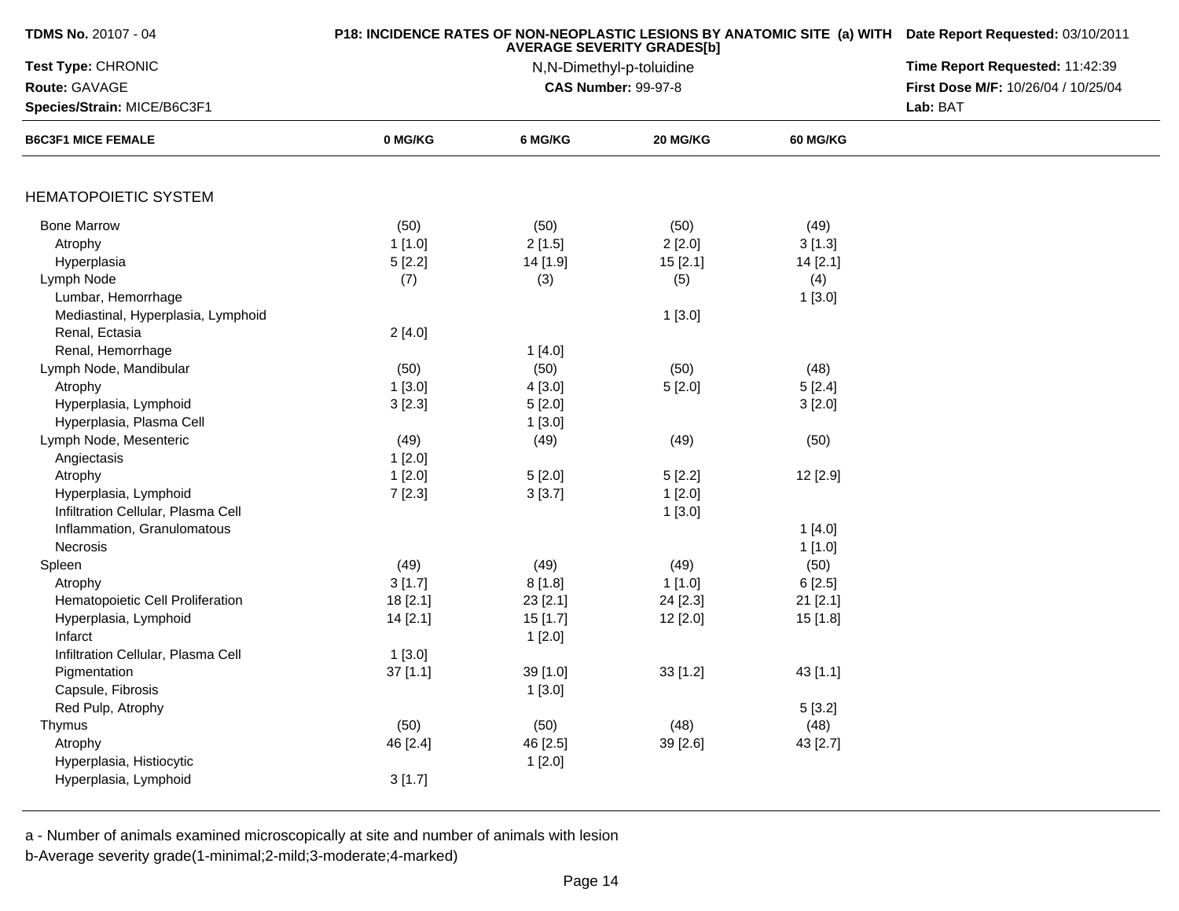**TDMS No.** 20107 - 04

**P18: INCIDENCE RATES OF NON-NEOPLASTIC LESIONS BY ANATOMIC SITE (a) WITH AVERAGE SEVERITY GRADES[b]**

**Date Report Requested:** 03/10/2011

**Test Type:** CHRONIC

N,N-Dimethyl-p-toluidine

**Time Report Requested:** 11:42:39

**Route:** GAVAGE

**CAS Number:** 99-97-8

**First Dose M/F:** 10/26/04 / 10/25/04

**Species/Strain:** MICE/B6C3F1

**Lab:** BAT

| B6C3F1 MICE FEMALE | 0 MG/KG | 6 MG/KG | 20 MG/KG | 60 MG/KG |
|---|---|---|---|---|
| HEMATOPOIETIC SYSTEM | | | | |
| Bone Marrow | (50) | (50) | (50) | (49) |
| Atrophy | 1 [1.0] | 2 [1.5] | 2 [2.0] | 3 [1.3] |
| Hyperplasia | 5 [2.2] | 14 [1.9] | 15 [2.1] | 14 [2.1] |
| Lymph Node | (7) | (3) | (5) | (4) |
| Lumbar, Hemorrhage | | | | 1 [3.0] |
| Mediastinal, Hyperplasia, Lymphoid | | | 1 [3.0] | |
| Renal, Ectasia | 2 [4.0] | | | |
| Renal, Hemorrhage | | 1 [4.0] | | |
| Lymph Node, Mandibular | (50) | (50) | (50) | (48) |
| Atrophy | 1 [3.0] | 4 [3.0] | 5 [2.0] | 5 [2.4] |
| Hyperplasia, Lymphoid | 3 [2.3] | 5 [2.0] | | 3 [2.0] |
| Hyperplasia, Plasma Cell | | 1 [3.0] | | |
| Lymph Node, Mesenteric | (49) | (49) | (49) | (50) |
| Angiectasis | 1 [2.0] | | | |
| Atrophy | 1 [2.0] | 5 [2.0] | 5 [2.2] | 12 [2.9] |
| Hyperplasia, Lymphoid | 7 [2.3] | 3 [3.7] | 1 [2.0] | |
| Infiltration Cellular, Plasma Cell | | | 1 [3.0] | |
| Inflammation, Granulomatous | | | | 1 [4.0] |
| Necrosis | | | | 1 [1.0] |
| Spleen | (49) | (49) | (49) | (50) |
| Atrophy | 3 [1.7] | 8 [1.8] | 1 [1.0] | 6 [2.5] |
| Hematopoietic Cell Proliferation | 18 [2.1] | 23 [2.1] | 24 [2.3] | 21 [2.1] |
| Hyperplasia, Lymphoid | 14 [2.1] | 15 [1.7] | 12 [2.0] | 15 [1.8] |
| Infarct | | 1 [2.0] | | |
| Infiltration Cellular, Plasma Cell | 1 [3.0] | | | |
| Pigmentation | 37 [1.1] | 39 [1.0] | 33 [1.2] | 43 [1.1] |
| Capsule, Fibrosis | | 1 [3.0] | | |
| Red Pulp, Atrophy | | | | 5 [3.2] |
| Thymus | (50) | (50) | (48) | (48) |
| Atrophy | 46 [2.4] | 46 [2.5] | 39 [2.6] | 43 [2.7] |
| Hyperplasia, Histiocytic | | 1 [2.0] | | |
| Hyperplasia, Lymphoid | 3 [1.7] | | | |

a - Number of animals examined microscopically at site and number of animals with lesion

b-Average severity grade(1-minimal;2-mild;3-moderate;4-marked)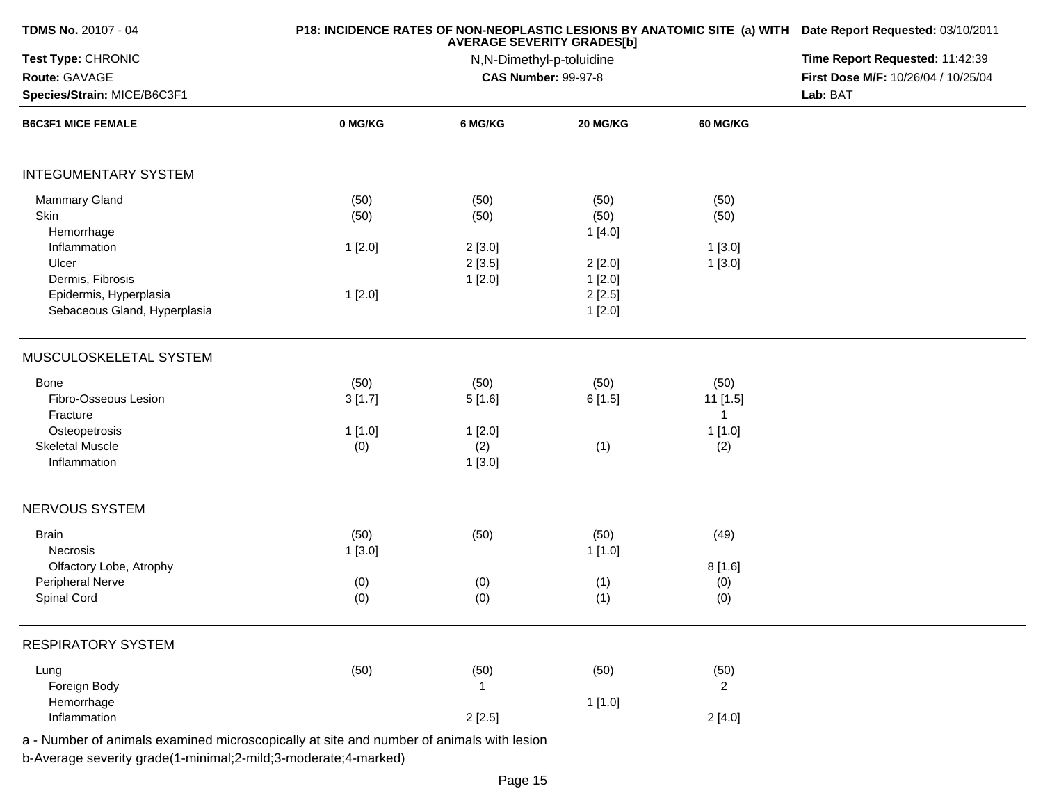**TDMS No.** 20107 - 04
**Test Type:** CHRONIC
**Route:** GAVAGE
**Species/Strain:** MICE/B6C3F1

**P18: INCIDENCE RATES OF NON-NEOPLASTIC LESIONS BY ANATOMIC SITE (a) WITH AVERAGE SEVERITY GRADES[b]**
N,N-Dimethyl-p-toluidine
**CAS Number:** 99-97-8

**Date Report Requested:** 03/10/2011
**Time Report Requested:** 11:42:39
**First Dose M/F:** 10/26/04 / 10/25/04
**Lab:** BAT

| B6C3F1 MICE FEMALE | 0 MG/KG | 6 MG/KG | 20 MG/KG | 60 MG/KG |
|---|---|---|---|---|
| **INTEGUMENTARY SYSTEM** | | | | |
| Mammary Gland | (50) | (50) | (50) | (50) |
| Skin | (50) | (50) | (50) | (50) |
| Hemorrhage | | | 1 [4.0] | |
| Inflammation | 1 [2.0] | 2 [3.0] | | 1 [3.0] |
| Ulcer | | 2 [3.5] | 2 [2.0] | 1 [3.0] |
| Dermis, Fibrosis | | 1 [2.0] | 1 [2.0] | |
| Epidermis, Hyperplasia | 1 [2.0] | | 2 [2.5] | |
| Sebaceous Gland, Hyperplasia | | | 1 [2.0] | |
| **MUSCULOSKELETAL SYSTEM** | | | | |
| Bone | (50) | (50) | (50) | (50) |
| Fibro-Osseous Lesion | 3 [1.7] | 5 [1.6] | 6 [1.5] | 11 [1.5] |
| Fracture | | | | 1 |
| Osteopetrosis | 1 [1.0] | 1 [2.0] | | 1 [1.0] |
| Skeletal Muscle | (0) | (2) | (1) | (2) |
| Inflammation | | 1 [3.0] | | |
| **NERVOUS SYSTEM** | | | | |
| Brain | (50) | (50) | (50) | (49) |
| Necrosis | 1 [3.0] | | 1 [1.0] | |
| Olfactory Lobe, Atrophy | | | | 8 [1.6] |
| Peripheral Nerve | (0) | (0) | (1) | (0) |
| Spinal Cord | (0) | (0) | (1) | (0) |
| **RESPIRATORY SYSTEM** | | | | |
| Lung | (50) | (50) | (50) | (50) |
| Foreign Body | | 1 | | 2 |
| Hemorrhage | | | 1 [1.0] | |
| Inflammation | | 2 [2.5] | | 2 [4.0] |

a - Number of animals examined microscopically at site and number of animals with lesion
b-Average severity grade(1-minimal;2-mild;3-moderate;4-marked)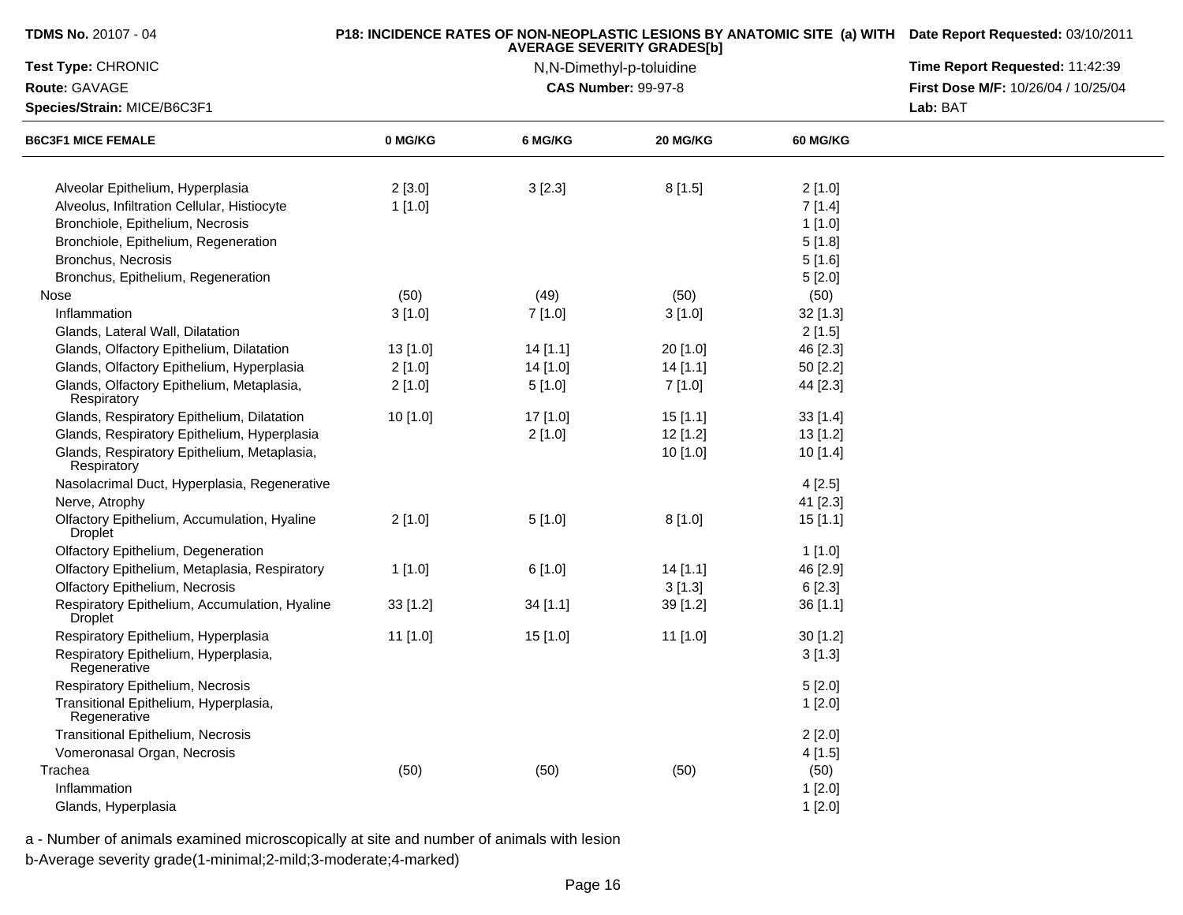**TDMS No.** 20107 - 04

**P18: INCIDENCE RATES OF NON-NEOPLASTIC LESIONS BY ANATOMIC SITE (a) WITH AVERAGE SEVERITY GRADES[b]**

**Date Report Requested:** 03/10/2011

**Test Type:** CHRONIC

N,N-Dimethyl-p-toluidine

**Time Report Requested:** 11:42:39

**Route:** GAVAGE

**CAS Number:** 99-97-8

**First Dose M/F:** 10/26/04 / 10/25/04

**Species/Strain:** MICE/B6C3F1

**Lab:** BAT

| B6C3F1 MICE FEMALE | 0 MG/KG | 6 MG/KG | 20 MG/KG | 60 MG/KG |
|---|---|---|---|---|
| Alveolar Epithelium, Hyperplasia | 2 [3.0] | 3 [2.3] | 8 [1.5] | 2 [1.0] |
| Alveolus, Infiltration Cellular, Histiocyte | 1 [1.0] | | | 7 [1.4] |
| Bronchiole, Epithelium, Necrosis | | | | 1 [1.0] |
| Bronchiole, Epithelium, Regeneration | | | | 5 [1.8] |
| Bronchus, Necrosis | | | | 5 [1.6] |
| Bronchus, Epithelium, Regeneration | | | | 5 [2.0] |
| Nose | (50) | (49) | (50) | (50) |
| Inflammation | 3 [1.0] | 7 [1.0] | 3 [1.0] | 32 [1.3] |
| Glands, Lateral Wall, Dilatation | | | | 2 [1.5] |
| Glands, Olfactory Epithelium, Dilatation | 13 [1.0] | 14 [1.1] | 20 [1.0] | 46 [2.3] |
| Glands, Olfactory Epithelium, Hyperplasia | 2 [1.0] | 14 [1.0] | 14 [1.1] | 50 [2.2] |
| Glands, Olfactory Epithelium, Metaplasia, Respiratory | 2 [1.0] | 5 [1.0] | 7 [1.0] | 44 [2.3] |
| Glands, Respiratory Epithelium, Dilatation | 10 [1.0] | 17 [1.0] | 15 [1.1] | 33 [1.4] |
| Glands, Respiratory Epithelium, Hyperplasia | | 2 [1.0] | 12 [1.2] | 13 [1.2] |
| Glands, Respiratory Epithelium, Metaplasia, Respiratory | | | 10 [1.0] | 10 [1.4] |
| Nasolacrimal Duct, Hyperplasia, Regenerative | | | | 4 [2.5] |
| Nerve, Atrophy | | | | 41 [2.3] |
| Olfactory Epithelium, Accumulation, Hyaline Droplet | 2 [1.0] | 5 [1.0] | 8 [1.0] | 15 [1.1] |
| Olfactory Epithelium, Degeneration | | | | 1 [1.0] |
| Olfactory Epithelium, Metaplasia, Respiratory | 1 [1.0] | 6 [1.0] | 14 [1.1] | 46 [2.9] |
| Olfactory Epithelium, Necrosis | | | 3 [1.3] | 6 [2.3] |
| Respiratory Epithelium, Accumulation, Hyaline Droplet | 33 [1.2] | 34 [1.1] | 39 [1.2] | 36 [1.1] |
| Respiratory Epithelium, Hyperplasia | 11 [1.0] | 15 [1.0] | 11 [1.0] | 30 [1.2] |
| Respiratory Epithelium, Hyperplasia, Regenerative | | | | 3 [1.3] |
| Respiratory Epithelium, Necrosis | | | | 5 [2.0] |
| Transitional Epithelium, Hyperplasia, Regenerative | | | | 1 [2.0] |
| Transitional Epithelium, Necrosis | | | | 2 [2.0] |
| Vomeronasal Organ, Necrosis | | | | 4 [1.5] |
| Trachea | (50) | (50) | (50) | (50) |
| Inflammation | | | | 1 [2.0] |
| Glands, Hyperplasia | | | | 1 [2.0] |

a - Number of animals examined microscopically at site and number of animals with lesion
b-Average severity grade(1-minimal;2-mild;3-moderate;4-marked)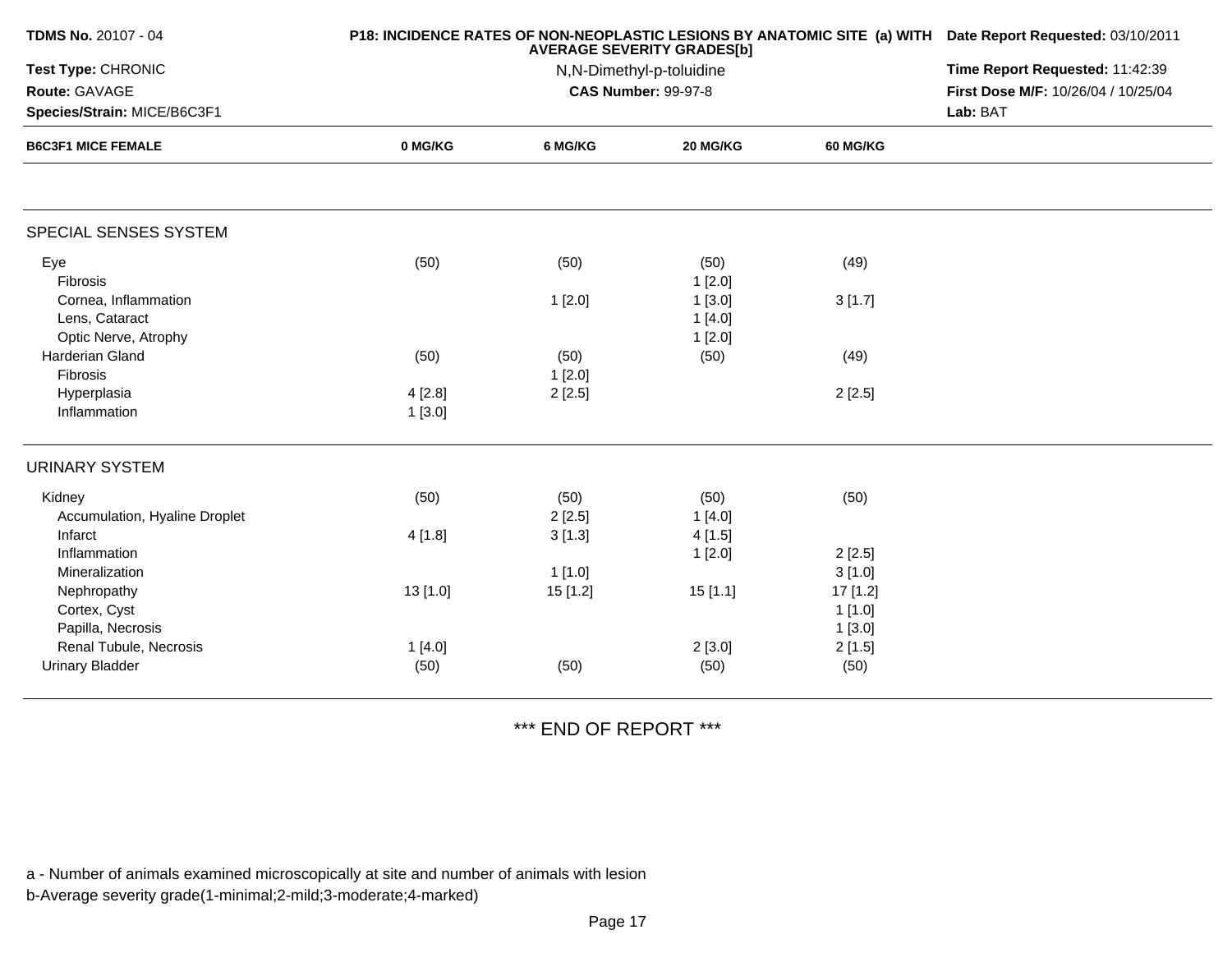**TDMS No.** 20107 - 04
**Test Type:** CHRONIC
**Route:** GAVAGE
**Species/Strain:** MICE/B6C3F1

**P18: INCIDENCE RATES OF NON-NEOPLASTIC LESIONS BY ANATOMIC SITE (a) WITH AVERAGE SEVERITY GRADES[b]**
N,N-Dimethyl-p-toluidine
**CAS Number:** 99-97-8

**Date Report Requested:** 03/10/2011
**Time Report Requested:** 11:42:39
**First Dose M/F:** 10/26/04 / 10/25/04
**Lab:** BAT

| B6C3F1 MICE FEMALE | 0 MG/KG | 6 MG/KG | 20 MG/KG | 60 MG/KG |
|---|---|---|---|---|
| SPECIAL SENSES SYSTEM | | | | |
| Eye | (50) | (50) | (50) | (49) |
| Fibrosis | | | 1 [2.0] | |
| Cornea, Inflammation | | 1 [2.0] | 1 [3.0] | 3 [1.7] |
| Lens, Cataract | | | 1 [4.0] | |
| Optic Nerve, Atrophy | | | 1 [2.0] | |
| Harderian Gland | (50) | (50) | (50) | (49) |
| Fibrosis | | 1 [2.0] | | |
| Hyperplasia | 4 [2.8] | 2 [2.5] | | 2 [2.5] |
| Inflammation | 1 [3.0] | | | |
| URINARY SYSTEM | | | | |
| Kidney | (50) | (50) | (50) | (50) |
| Accumulation, Hyaline Droplet | | 2 [2.5] | 1 [4.0] | |
| Infarct | 4 [1.8] | 3 [1.3] | 4 [1.5] | |
| Inflammation | | | 1 [2.0] | 2 [2.5] |
| Mineralization | | 1 [1.0] | | 3 [1.0] |
| Nephropathy | 13 [1.0] | 15 [1.2] | 15 [1.1] | 17 [1.2] |
| Cortex, Cyst | | | | 1 [1.0] |
| Papilla, Necrosis | | | | 1 [3.0] |
| Renal Tubule, Necrosis | 1 [4.0] | | 2 [3.0] | 2 [1.5] |
| Urinary Bladder | (50) | (50) | (50) | (50) |

*** END OF REPORT ***

a - Number of animals examined microscopically at site and number of animals with lesion
b-Average severity grade(1-minimal;2-mild;3-moderate;4-marked)